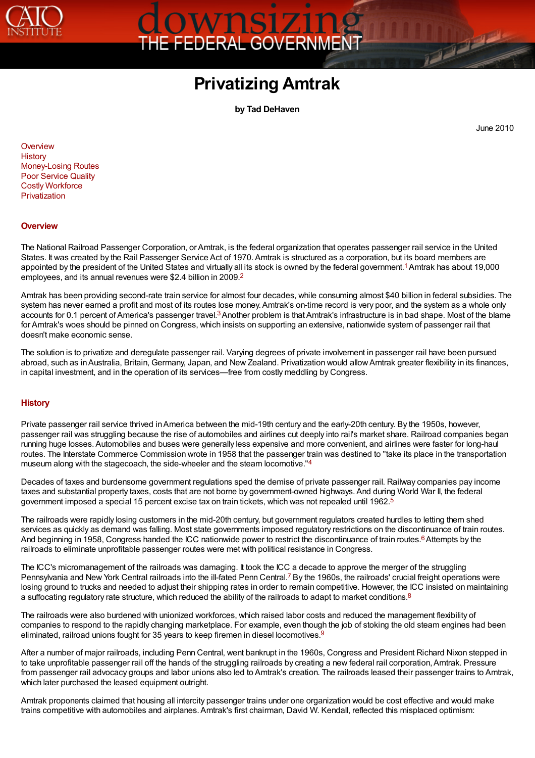# Privatizing Amtrak

**by Tad DeHaven**

June 2010

Overview
History
Money-Losing Routes
Poor Service Quality
Costly Workforce
Privatization

## Overview

The National Railroad Passenger Corporation, or Amtrak, is the federal organization that operates passenger rail service in the United States. It was created by the Rail Passenger Service Act of 1970. Amtrak is structured as a corporation, but its board members are appointed by the president of the United States and virtually all its stock is owned by the federal government.[1] Amtrak has about 19,000 employees, and its annual revenues were $2.4 billion in 2009.[2]

Amtrak has been providing second-rate train service for almost four decades, while consuming almost $40 billion in federal subsidies. The system has never earned a profit and most of its routes lose money. Amtrak's on-time record is very poor, and the system as a whole only accounts for 0.1 percent of America's passenger travel.[3] Another problem is that Amtrak's infrastructure is in bad shape. Most of the blame for Amtrak's woes should be pinned on Congress, which insists on supporting an extensive, nationwide system of passenger rail that doesn't make economic sense.

The solution is to privatize and deregulate passenger rail. Varying degrees of private involvement in passenger rail have been pursued abroad, such as in Australia, Britain, Germany, Japan, and New Zealand. Privatization would allow Amtrak greater flexibility in its finances, in capital investment, and in the operation of its services—free from costly meddling by Congress.

## History

Private passenger rail service thrived in America between the mid-19th century and the early-20th century. By the 1950s, however, passenger rail was struggling because the rise of automobiles and airlines cut deeply into rail's market share. Railroad companies began running huge losses. Automobiles and buses were generally less expensive and more convenient, and airlines were faster for long-haul routes. The Interstate Commerce Commission wrote in 1958 that the passenger train was destined to "take its place in the transportation museum along with the stagecoach, the side-wheeler and the steam locomotive."[4]

Decades of taxes and burdensome government regulations sped the demise of private passenger rail. Railway companies pay income taxes and substantial property taxes, costs that are not borne by government-owned highways. And during World War II, the federal government imposed a special 15 percent excise tax on train tickets, which was not repealed until 1962.[5]

The railroads were rapidly losing customers in the mid-20th century, but government regulators created hurdles to letting them shed services as quickly as demand was falling. Most state governments imposed regulatory restrictions on the discontinuance of train routes. And beginning in 1958, Congress handed the ICC nationwide power to restrict the discontinuance of train routes.[6] Attempts by the railroads to eliminate unprofitable passenger routes were met with political resistance in Congress.

The ICC's micromanagement of the railroads was damaging. It took the ICC a decade to approve the merger of the struggling Pennsylvania and New York Central railroads into the ill-fated Penn Central.[7] By the 1960s, the railroads' crucial freight operations were losing ground to trucks and needed to adjust their shipping rates in order to remain competitive. However, the ICC insisted on maintaining a suffocating regulatory rate structure, which reduced the ability of the railroads to adapt to market conditions.[8]

The railroads were also burdened with unionized workforces, which raised labor costs and reduced the management flexibility of companies to respond to the rapidly changing marketplace. For example, even though the job of stoking the old steam engines had been eliminated, railroad unions fought for 35 years to keep firemen in diesel locomotives.[9]

After a number of major railroads, including Penn Central, went bankrupt in the 1960s, Congress and President Richard Nixon stepped in to take unprofitable passenger rail off the hands of the struggling railroads by creating a new federal rail corporation, Amtrak. Pressure from passenger rail advocacy groups and labor unions also led to Amtrak's creation. The railroads leased their passenger trains to Amtrak, which later purchased the leased equipment outright.

Amtrak proponents claimed that housing all intercity passenger trains under one organization would be cost effective and would make trains competitive with automobiles and airplanes. Amtrak's first chairman, David W. Kendall, reflected this misplaced optimism: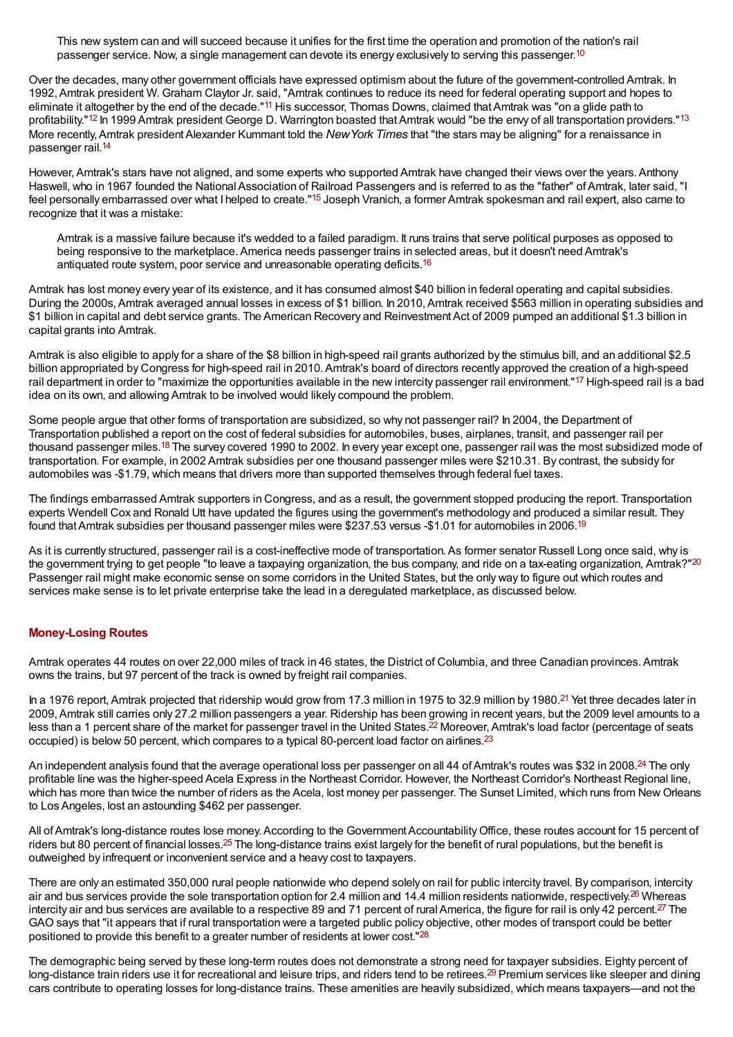> This new system can and will succeed because it unifies for the first time the operation and promotion of the nation's rail passenger service. Now, a single management can devote its energy exclusively to serving this passenger.[10]

Over the decades, many other government officials have expressed optimism about the future of the government-controlled Amtrak. In 1992, Amtrak president W. Graham Claytor Jr. said, "Amtrak continues to reduce its need for federal operating support and hopes to eliminate it altogether by the end of the decade."[11] His successor, Thomas Downs, claimed that Amtrak was "on a glide path to profitability."[12] In 1999 Amtrak president George D. Warrington boasted that Amtrak would "be the envy of all transportation providers."[13] More recently, Amtrak president Alexander Kummant told the *New York Times* that "the stars may be aligning" for a renaissance in passenger rail.[14]

However, Amtrak's stars have not aligned, and some experts who supported Amtrak have changed their views over the years. Anthony Haswell, who in 1967 founded the National Association of Railroad Passengers and is referred to as the "father" of Amtrak, later said, "I feel personally embarrassed over what I helped to create."[15] Joseph Vranich, a former Amtrak spokesman and rail expert, also came to recognize that it was a mistake:

> Amtrak is a massive failure because it's wedded to a failed paradigm. It runs trains that serve political purposes as opposed to being responsive to the marketplace. America needs passenger trains in selected areas, but it doesn't need Amtrak's antiquated route system, poor service and unreasonable operating deficits.[16]

Amtrak has lost money every year of its existence, and it has consumed almost $40 billion in federal operating and capital subsidies. During the 2000s, Amtrak averaged annual losses in excess of $1 billion. In 2010, Amtrak received $563 million in operating subsidies and $1 billion in capital and debt service grants. The American Recovery and Reinvestment Act of 2009 pumped an additional $1.3 billion in capital grants into Amtrak.

Amtrak is also eligible to apply for a share of the $8 billion in high-speed rail grants authorized by the stimulus bill, and an additional $2.5 billion appropriated by Congress for high-speed rail in 2010. Amtrak's board of directors recently approved the creation of a high-speed rail department in order to "maximize the opportunities available in the new intercity passenger rail environment."[17] High-speed rail is a bad idea on its own, and allowing Amtrak to be involved would likely compound the problem.

Some people argue that other forms of transportation are subsidized, so why not passenger rail? In 2004, the Department of Transportation published a report on the cost of federal subsidies for automobiles, buses, airplanes, transit, and passenger rail per thousand passenger miles.[18] The survey covered 1990 to 2002. In every year except one, passenger rail was the most subsidized mode of transportation. For example, in 2002 Amtrak subsidies per one thousand passenger miles were $210.31. By contrast, the subsidy for automobiles was -$1.79, which means that drivers more than supported themselves through federal fuel taxes.

The findings embarrassed Amtrak supporters in Congress, and as a result, the government stopped producing the report. Transportation experts Wendell Cox and Ronald Utt have updated the figures using the government's methodology and produced a similar result. They found that Amtrak subsidies per thousand passenger miles were $237.53 versus -$1.01 for automobiles in 2006.[19]

As it is currently structured, passenger rail is a cost-ineffective mode of transportation. As former senator Russell Long once said, why is the government trying to get people "to leave a taxpaying organization, the bus company, and ride on a tax-eating organization, Amtrak?"[20] Passenger rail might make economic sense on some corridors in the United States, but the only way to figure out which routes and services make sense is to let private enterprise take the lead in a deregulated marketplace, as discussed below.

## Money-Losing Routes

Amtrak operates 44 routes on over 22,000 miles of track in 46 states, the District of Columbia, and three Canadian provinces. Amtrak owns the trains, but 97 percent of the track is owned by freight rail companies.

In a 1976 report, Amtrak projected that ridership would grow from 17.3 million in 1975 to 32.9 million by 1980.[21] Yet three decades later in 2009, Amtrak still carries only 27.2 million passengers a year. Ridership has been growing in recent years, but the 2009 level amounts to a less than a 1 percent share of the market for passenger travel in the United States.[22] Moreover, Amtrak's load factor (percentage of seats occupied) is below 50 percent, which compares to a typical 80-percent load factor on airlines.[23]

An independent analysis found that the average operational loss per passenger on all 44 of Amtrak's routes was $32 in 2008.[24] The only profitable line was the higher-speed Acela Express in the Northeast Corridor. However, the Northeast Corridor's Northeast Regional line, which has more than twice the number of riders as the Acela, lost money per passenger. The Sunset Limited, which runs from New Orleans to Los Angeles, lost an astounding $462 per passenger.

All of Amtrak's long-distance routes lose money. According to the Government Accountability Office, these routes account for 15 percent of riders but 80 percent of financial losses.[25] The long-distance trains exist largely for the benefit of rural populations, but the benefit is outweighed by infrequent or inconvenient service and a heavy cost to taxpayers.

There are only an estimated 350,000 rural people nationwide who depend solely on rail for public intercity travel. By comparison, intercity air and bus services provide the sole transportation option for 2.4 million and 14.4 million residents nationwide, respectively.[26] Whereas intercity air and bus services are available to a respective 89 and 71 percent of rural America, the figure for rail is only 42 percent.[27] The GAO says that "it appears that if rural transportation were a targeted public policy objective, other modes of transport could be better positioned to provide this benefit to a greater number of residents at lower cost."[28]

The demographic being served by these long-term routes does not demonstrate a strong need for taxpayer subsidies. Eighty percent of long-distance train riders use it for recreational and leisure trips, and riders tend to be retirees.[29] Premium services like sleeper and dining cars contribute to operating losses for long-distance trains. These amenities are heavily subsidized, which means taxpayers—and not the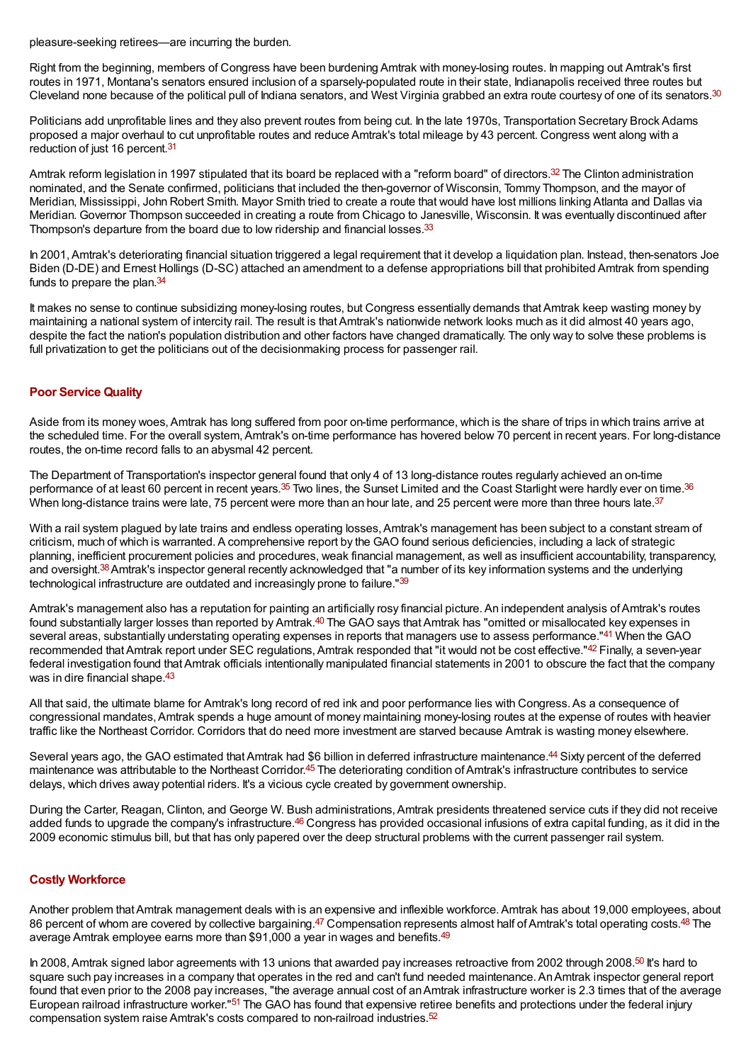pleasure-seeking retirees—are incurring the burden.

Right from the beginning, members of Congress have been burdening Amtrak with money-losing routes. In mapping out Amtrak's first routes in 1971, Montana's senators ensured inclusion of a sparsely-populated route in their state, Indianapolis received three routes but Cleveland none because of the political pull of Indiana senators, and West Virginia grabbed an extra route courtesy of one of its senators.[30]

Politicians add unprofitable lines and they also prevent routes from being cut. In the late 1970s, Transportation Secretary Brock Adams proposed a major overhaul to cut unprofitable routes and reduce Amtrak's total mileage by 43 percent. Congress went along with a reduction of just 16 percent.[31]

Amtrak reform legislation in 1997 stipulated that its board be replaced with a "reform board" of directors.[32] The Clinton administration nominated, and the Senate confirmed, politicians that included the then-governor of Wisconsin, Tommy Thompson, and the mayor of Meridian, Mississippi, John Robert Smith. Mayor Smith tried to create a route that would have lost millions linking Atlanta and Dallas via Meridian. Governor Thompson succeeded in creating a route from Chicago to Janesville, Wisconsin. It was eventually discontinued after Thompson's departure from the board due to low ridership and financial losses.[33]

In 2001, Amtrak's deteriorating financial situation triggered a legal requirement that it develop a liquidation plan. Instead, then-senators Joe Biden (D-DE) and Ernest Hollings (D-SC) attached an amendment to a defense appropriations bill that prohibited Amtrak from spending funds to prepare the plan.[34]

It makes no sense to continue subsidizing money-losing routes, but Congress essentially demands that Amtrak keep wasting money by maintaining a national system of intercity rail. The result is that Amtrak's nationwide network looks much as it did almost 40 years ago, despite the fact the nation's population distribution and other factors have changed dramatically. The only way to solve these problems is full privatization to get the politicians out of the decisionmaking process for passenger rail.

## Poor Service Quality

Aside from its money woes, Amtrak has long suffered from poor on-time performance, which is the share of trips in which trains arrive at the scheduled time. For the overall system, Amtrak's on-time performance has hovered below 70 percent in recent years. For long-distance routes, the on-time record falls to an abysmal 42 percent.

The Department of Transportation's inspector general found that only 4 of 13 long-distance routes regularly achieved an on-time performance of at least 60 percent in recent years.[35] Two lines, the Sunset Limited and the Coast Starlight were hardly ever on time.[36] When long-distance trains were late, 75 percent were more than an hour late, and 25 percent were more than three hours late.[37]

With a rail system plagued by late trains and endless operating losses, Amtrak's management has been subject to a constant stream of criticism, much of which is warranted. A comprehensive report by the GAO found serious deficiencies, including a lack of strategic planning, inefficient procurement policies and procedures, weak financial management, as well as insufficient accountability, transparency, and oversight.[38] Amtrak's inspector general recently acknowledged that "a number of its key information systems and the underlying technological infrastructure are outdated and increasingly prone to failure."[39]

Amtrak's management also has a reputation for painting an artificially rosy financial picture. An independent analysis of Amtrak's routes found substantially larger losses than reported by Amtrak.[40] The GAO says that Amtrak has "omitted or misallocated key expenses in several areas, substantially understating operating expenses in reports that managers use to assess performance."[41] When the GAO recommended that Amtrak report under SEC regulations, Amtrak responded that "it would not be cost effective."[42] Finally, a seven-year federal investigation found that Amtrak officials intentionally manipulated financial statements in 2001 to obscure the fact that the company was in dire financial shape.[43]

All that said, the ultimate blame for Amtrak's long record of red ink and poor performance lies with Congress. As a consequence of congressional mandates, Amtrak spends a huge amount of money maintaining money-losing routes at the expense of routes with heavier traffic like the Northeast Corridor. Corridors that do need more investment are starved because Amtrak is wasting money elsewhere.

Several years ago, the GAO estimated that Amtrak had $6 billion in deferred infrastructure maintenance.[44] Sixty percent of the deferred maintenance was attributable to the Northeast Corridor.[45] The deteriorating condition of Amtrak's infrastructure contributes to service delays, which drives away potential riders. It's a vicious cycle created by government ownership.

During the Carter, Reagan, Clinton, and George W. Bush administrations, Amtrak presidents threatened service cuts if they did not receive added funds to upgrade the company's infrastructure.[46] Congress has provided occasional infusions of extra capital funding, as it did in the 2009 economic stimulus bill, but that has only papered over the deep structural problems with the current passenger rail system.

## Costly Workforce

Another problem that Amtrak management deals with is an expensive and inflexible workforce. Amtrak has about 19,000 employees, about 86 percent of whom are covered by collective bargaining.[47] Compensation represents almost half of Amtrak's total operating costs.[48] The average Amtrak employee earns more than $91,000 a year in wages and benefits.[49]

In 2008, Amtrak signed labor agreements with 13 unions that awarded pay increases retroactive from 2002 through 2008.[50] It's hard to square such pay increases in a company that operates in the red and can't fund needed maintenance. An Amtrak inspector general report found that even prior to the 2008 pay increases, "the average annual cost of an Amtrak infrastructure worker is 2.3 times that of the average European railroad infrastructure worker."[51] The GAO has found that expensive retiree benefits and protections under the federal injury compensation system raise Amtrak's costs compared to non-railroad industries.[52]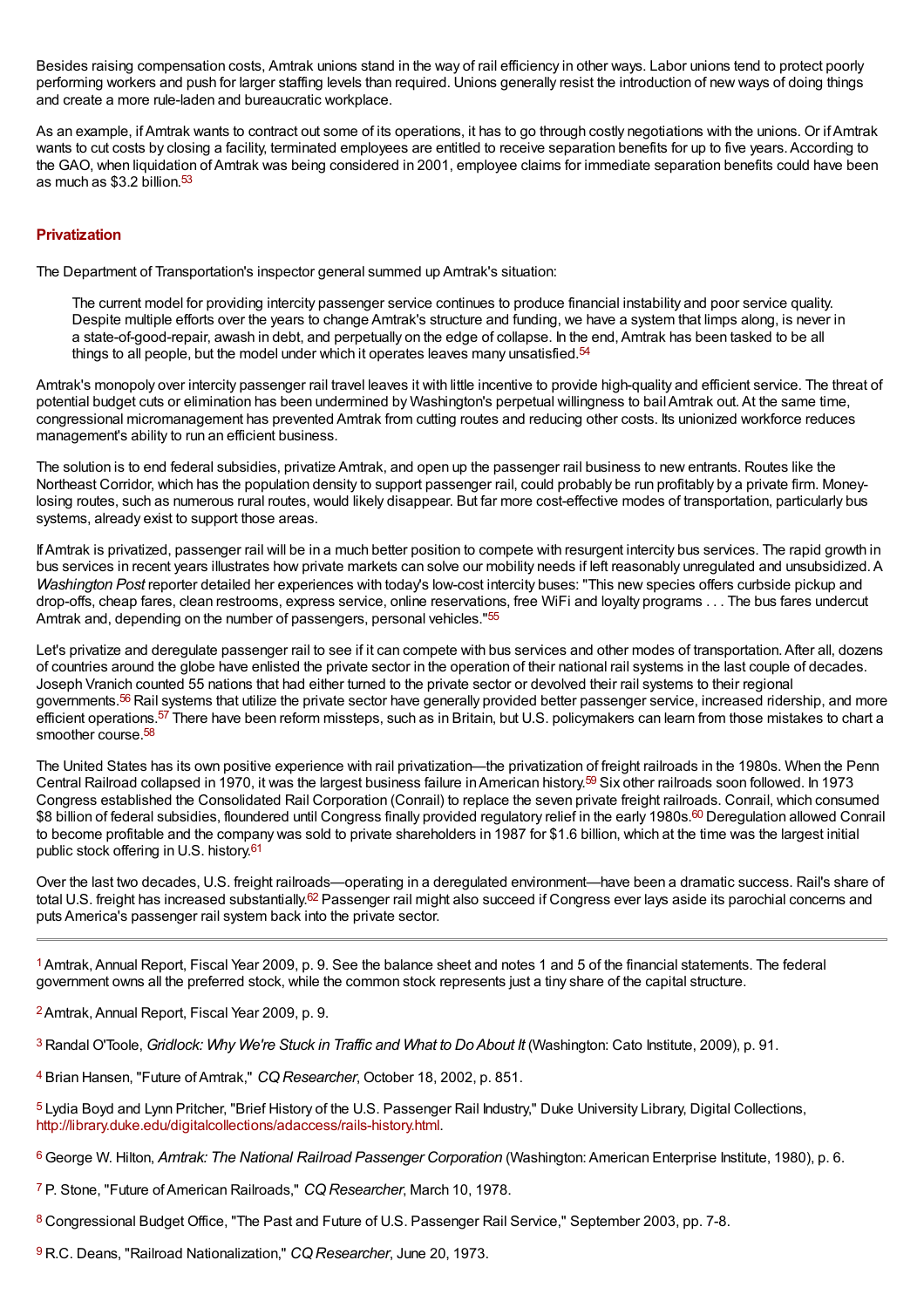Besides raising compensation costs, Amtrak unions stand in the way of rail efficiency in other ways. Labor unions tend to protect poorly performing workers and push for larger staffing levels than required. Unions generally resist the introduction of new ways of doing things and create a more rule-laden and bureaucratic workplace.

As an example, if Amtrak wants to contract out some of its operations, it has to go through costly negotiations with the unions. Or if Amtrak wants to cut costs by closing a facility, terminated employees are entitled to receive separation benefits for up to five years. According to the GAO, when liquidation of Amtrak was being considered in 2001, employee claims for immediate separation benefits could have been as much as $3.2 billion.[53]

## Privatization

The Department of Transportation's inspector general summed up Amtrak's situation:

> The current model for providing intercity passenger service continues to produce financial instability and poor service quality. Despite multiple efforts over the years to change Amtrak's structure and funding, we have a system that limps along, is never in a state-of-good-repair, awash in debt, and perpetually on the edge of collapse. In the end, Amtrak has been tasked to be all things to all people, but the model under which it operates leaves many unsatisfied.[54]

Amtrak's monopoly over intercity passenger rail travel leaves it with little incentive to provide high-quality and efficient service. The threat of potential budget cuts or elimination has been undermined by Washington's perpetual willingness to bail Amtrak out. At the same time, congressional micromanagement has prevented Amtrak from cutting routes and reducing other costs. Its unionized workforce reduces management's ability to run an efficient business.

The solution is to end federal subsidies, privatize Amtrak, and open up the passenger rail business to new entrants. Routes like the Northeast Corridor, which has the population density to support passenger rail, could probably be run profitably by a private firm. Money-losing routes, such as numerous rural routes, would likely disappear. But far more cost-effective modes of transportation, particularly bus systems, already exist to support those areas.

If Amtrak is privatized, passenger rail will be in a much better position to compete with resurgent intercity bus services. The rapid growth in bus services in recent years illustrates how private markets can solve our mobility needs if left reasonably unregulated and unsubsidized. A *Washington Post* reporter detailed her experiences with today's low-cost intercity buses: "This new species offers curbside pickup and drop-offs, cheap fares, clean restrooms, express service, online reservations, free WiFi and loyalty programs . . . The bus fares undercut Amtrak and, depending on the number of passengers, personal vehicles."[55]

Let's privatize and deregulate passenger rail to see if it can compete with bus services and other modes of transportation. After all, dozens of countries around the globe have enlisted the private sector in the operation of their national rail systems in the last couple of decades. Joseph Vranich counted 55 nations that had either turned to the private sector or devolved their rail systems to their regional governments.[56] Rail systems that utilize the private sector have generally provided better passenger service, increased ridership, and more efficient operations.[57] There have been reform missteps, such as in Britain, but U.S. policymakers can learn from those mistakes to chart a smoother course.[58]

The United States has its own positive experience with rail privatization—the privatization of freight railroads in the 1980s. When the Penn Central Railroad collapsed in 1970, it was the largest business failure in American history.[59] Six other railroads soon followed. In 1973 Congress established the Consolidated Rail Corporation (Conrail) to replace the seven private freight railroads. Conrail, which consumed $8 billion of federal subsidies, floundered until Congress finally provided regulatory relief in the early 1980s.[60] Deregulation allowed Conrail to become profitable and the company was sold to private shareholders in 1987 for $1.6 billion, which at the time was the largest initial public stock offering in U.S. history.[61]

Over the last two decades, U.S. freight railroads—operating in a deregulated environment—have been a dramatic success. Rail's share of total U.S. freight has increased substantially.[62] Passenger rail might also succeed if Congress ever lays aside its parochial concerns and puts America's passenger rail system back into the private sector.

---

[1] Amtrak, Annual Report, Fiscal Year 2009, p. 9. See the balance sheet and notes 1 and 5 of the financial statements. The federal government owns all the preferred stock, while the common stock represents just a tiny share of the capital structure.

[2] Amtrak, Annual Report, Fiscal Year 2009, p. 9.

[3] Randal O'Toole, *Gridlock: Why We're Stuck in Traffic and What to Do About It* (Washington: Cato Institute, 2009), p. 91.

[4] Brian Hansen, "Future of Amtrak," *CQ Researcher*, October 18, 2002, p. 851.

[5] Lydia Boyd and Lynn Pritcher, "Brief History of the U.S. Passenger Rail Industry," Duke University Library, Digital Collections, http://library.duke.edu/digitalcollections/adaccess/rails-history.html.

[6] George W. Hilton, *Amtrak: The National Railroad Passenger Corporation* (Washington: American Enterprise Institute, 1980), p. 6.

[7] P. Stone, "Future of American Railroads," *CQ Researcher*, March 10, 1978.

[8] Congressional Budget Office, "The Past and Future of U.S. Passenger Rail Service," September 2003, pp. 7-8.

[9] R.C. Deans, "Railroad Nationalization," *CQ Researcher*, June 20, 1973.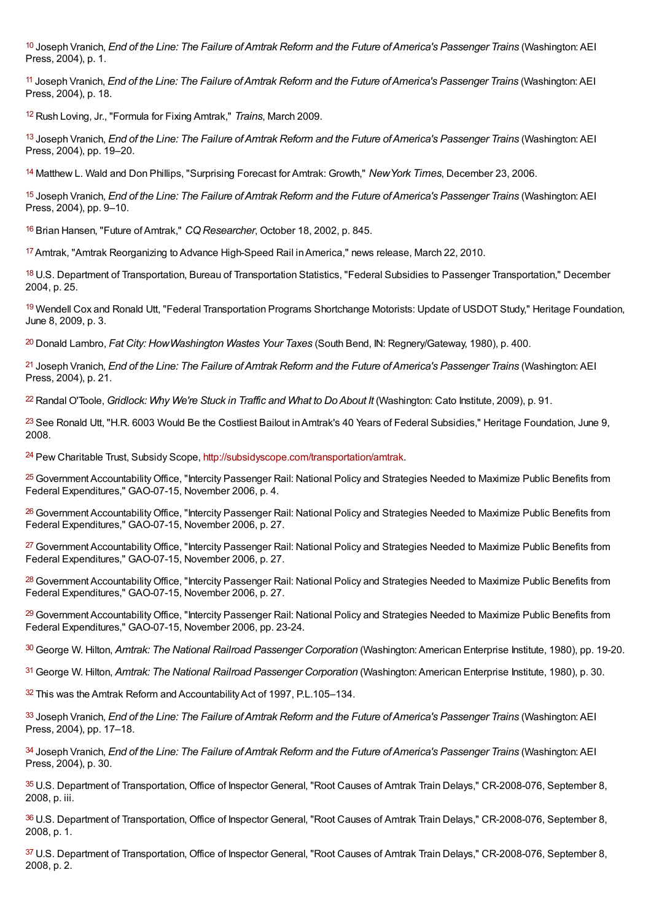[10] Joseph Vranich, *End of the Line: The Failure of Amtrak Reform and the Future of America's Passenger Trains* (Washington: AEI Press, 2004), p. 1.

[11] Joseph Vranich, *End of the Line: The Failure of Amtrak Reform and the Future of America's Passenger Trains* (Washington: AEI Press, 2004), p. 18.

[12] Rush Loving, Jr., "Formula for Fixing Amtrak," *Trains*, March 2009.

[13] Joseph Vranich, *End of the Line: The Failure of Amtrak Reform and the Future of America's Passenger Trains* (Washington: AEI Press, 2004), pp. 19–20.

[14] Matthew L. Wald and Don Phillips, "Surprising Forecast for Amtrak: Growth," *New York Times*, December 23, 2006.

[15] Joseph Vranich, *End of the Line: The Failure of Amtrak Reform and the Future of America's Passenger Trains* (Washington: AEI Press, 2004), pp. 9–10.

[16] Brian Hansen, "Future of Amtrak," *CQ Researcher*, October 18, 2002, p. 845.

[17] Amtrak, "Amtrak Reorganizing to Advance High-Speed Rail in America," news release, March 22, 2010.

[18] U.S. Department of Transportation, Bureau of Transportation Statistics, "Federal Subsidies to Passenger Transportation," December 2004, p. 25.

[19] Wendell Cox and Ronald Utt, "Federal Transportation Programs Shortchange Motorists: Update of USDOT Study," Heritage Foundation, June 8, 2009, p. 3.

[20] Donald Lambro, *Fat City: How Washington Wastes Your Taxes* (South Bend, IN: Regnery/Gateway, 1980), p. 400.

[21] Joseph Vranich, *End of the Line: The Failure of Amtrak Reform and the Future of America's Passenger Trains* (Washington: AEI Press, 2004), p. 21.

[22] Randal O'Toole, *Gridlock: Why We're Stuck in Traffic and What to Do About It* (Washington: Cato Institute, 2009), p. 91.

[23] See Ronald Utt, "H.R. 6003 Would Be the Costliest Bailout in Amtrak's 40 Years of Federal Subsidies," Heritage Foundation, June 9, 2008.

[24] Pew Charitable Trust, Subsidy Scope, http://subsidyscope.com/transportation/amtrak.

[25] Government Accountability Office, "Intercity Passenger Rail: National Policy and Strategies Needed to Maximize Public Benefits from Federal Expenditures," GAO-07-15, November 2006, p. 4.

[26] Government Accountability Office, "Intercity Passenger Rail: National Policy and Strategies Needed to Maximize Public Benefits from Federal Expenditures," GAO-07-15, November 2006, p. 27.

[27] Government Accountability Office, "Intercity Passenger Rail: National Policy and Strategies Needed to Maximize Public Benefits from Federal Expenditures," GAO-07-15, November 2006, p. 27.

[28] Government Accountability Office, "Intercity Passenger Rail: National Policy and Strategies Needed to Maximize Public Benefits from Federal Expenditures," GAO-07-15, November 2006, p. 27.

[29] Government Accountability Office, "Intercity Passenger Rail: National Policy and Strategies Needed to Maximize Public Benefits from Federal Expenditures," GAO-07-15, November 2006, pp. 23-24.

[30] George W. Hilton, *Amtrak: The National Railroad Passenger Corporation* (Washington: American Enterprise Institute, 1980), pp. 19-20.

[31] George W. Hilton, *Amtrak: The National Railroad Passenger Corporation* (Washington: American Enterprise Institute, 1980), p. 30.

[32] This was the Amtrak Reform and Accountability Act of 1997, P.L.105–134.

[33] Joseph Vranich, *End of the Line: The Failure of Amtrak Reform and the Future of America's Passenger Trains* (Washington: AEI Press, 2004), pp. 17–18.

[34] Joseph Vranich, *End of the Line: The Failure of Amtrak Reform and the Future of America's Passenger Trains* (Washington: AEI Press, 2004), p. 30.

[35] U.S. Department of Transportation, Office of Inspector General, "Root Causes of Amtrak Train Delays," CR-2008-076, September 8, 2008, p. iii.

[36] U.S. Department of Transportation, Office of Inspector General, "Root Causes of Amtrak Train Delays," CR-2008-076, September 8, 2008, p. 1.

[37] U.S. Department of Transportation, Office of Inspector General, "Root Causes of Amtrak Train Delays," CR-2008-076, September 8, 2008, p. 2.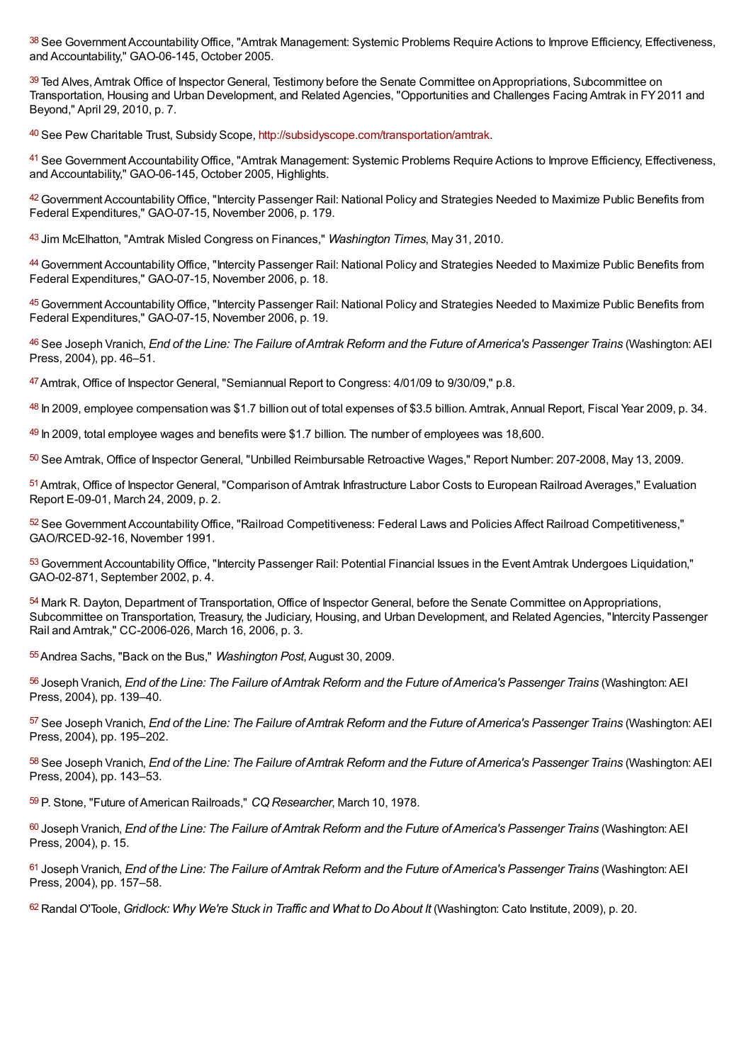[38] See Government Accountability Office, "Amtrak Management: Systemic Problems Require Actions to Improve Efficiency, Effectiveness, and Accountability," GAO-06-145, October 2005.

[39] Ted Alves, Amtrak Office of Inspector General, Testimony before the Senate Committee on Appropriations, Subcommittee on Transportation, Housing and Urban Development, and Related Agencies, "Opportunities and Challenges Facing Amtrak in FY 2011 and Beyond," April 29, 2010, p. 7.

[40] See Pew Charitable Trust, Subsidy Scope, http://subsidyscope.com/transportation/amtrak.

[41] See Government Accountability Office, "Amtrak Management: Systemic Problems Require Actions to Improve Efficiency, Effectiveness, and Accountability," GAO-06-145, October 2005, Highlights.

[42] Government Accountability Office, "Intercity Passenger Rail: National Policy and Strategies Needed to Maximize Public Benefits from Federal Expenditures," GAO-07-15, November 2006, p. 179.

[43] Jim McElhatton, "Amtrak Misled Congress on Finances," *Washington Times*, May 31, 2010.

[44] Government Accountability Office, "Intercity Passenger Rail: National Policy and Strategies Needed to Maximize Public Benefits from Federal Expenditures," GAO-07-15, November 2006, p. 18.

[45] Government Accountability Office, "Intercity Passenger Rail: National Policy and Strategies Needed to Maximize Public Benefits from Federal Expenditures," GAO-07-15, November 2006, p. 19.

[46] See Joseph Vranich, *End of the Line: The Failure of Amtrak Reform and the Future of America's Passenger Trains* (Washington: AEI Press, 2004), pp. 46–51.

[47] Amtrak, Office of Inspector General, "Semiannual Report to Congress: 4/01/09 to 9/30/09," p.8.

[48] In 2009, employee compensation was $1.7 billion out of total expenses of $3.5 billion. Amtrak, Annual Report, Fiscal Year 2009, p. 34.

[49] In 2009, total employee wages and benefits were $1.7 billion. The number of employees was 18,600.

[50] See Amtrak, Office of Inspector General, "Unbilled Reimbursable Retroactive Wages," Report Number: 207-2008, May 13, 2009.

[51] Amtrak, Office of Inspector General, "Comparison of Amtrak Infrastructure Labor Costs to European Railroad Averages," Evaluation Report E-09-01, March 24, 2009, p. 2.

[52] See Government Accountability Office, "Railroad Competitiveness: Federal Laws and Policies Affect Railroad Competitiveness," GAO/RCED-92-16, November 1991.

[53] Government Accountability Office, "Intercity Passenger Rail: Potential Financial Issues in the Event Amtrak Undergoes Liquidation," GAO-02-871, September 2002, p. 4.

[54] Mark R. Dayton, Department of Transportation, Office of Inspector General, before the Senate Committee on Appropriations, Subcommittee on Transportation, Treasury, the Judiciary, Housing, and Urban Development, and Related Agencies, "Intercity Passenger Rail and Amtrak," CC-2006-026, March 16, 2006, p. 3.

[55] Andrea Sachs, "Back on the Bus," *Washington Post*, August 30, 2009.

[56] Joseph Vranich, *End of the Line: The Failure of Amtrak Reform and the Future of America's Passenger Trains* (Washington: AEI Press, 2004), pp. 139–40.

[57] See Joseph Vranich, *End of the Line: The Failure of Amtrak Reform and the Future of America's Passenger Trains* (Washington: AEI Press, 2004), pp. 195–202.

[58] See Joseph Vranich, *End of the Line: The Failure of Amtrak Reform and the Future of America's Passenger Trains* (Washington: AEI Press, 2004), pp. 143–53.

[59] P. Stone, "Future of American Railroads," *CQ Researcher*, March 10, 1978.

[60] Joseph Vranich, *End of the Line: The Failure of Amtrak Reform and the Future of America's Passenger Trains* (Washington: AEI Press, 2004), p. 15.

[61] Joseph Vranich, *End of the Line: The Failure of Amtrak Reform and the Future of America's Passenger Trains* (Washington: AEI Press, 2004), pp. 157–58.

[62] Randal O'Toole, *Gridlock: Why We're Stuck in Traffic and What to Do About It* (Washington: Cato Institute, 2009), p. 20.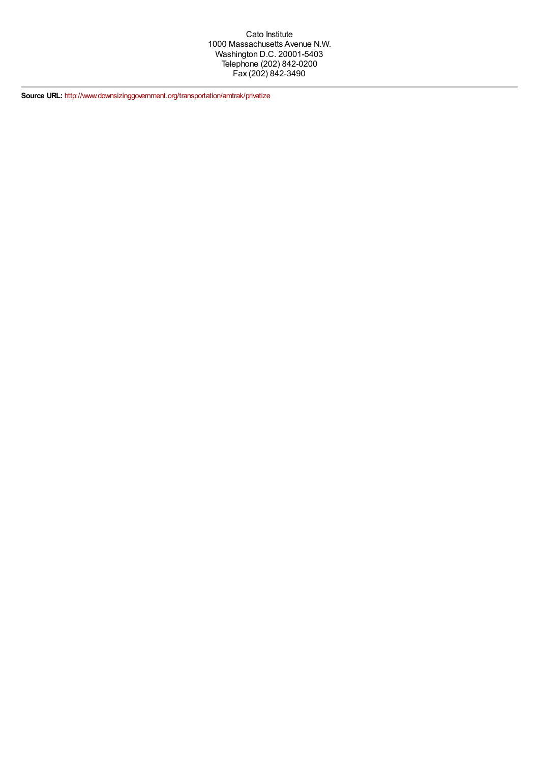Cato Institute
1000 Massachusetts Avenue N.W.
Washington D.C. 20001-5403
Telephone (202) 842-0200
Fax (202) 842-3490

---

**Source URL:** http://www.downsizinggovernment.org/transportation/amtrak/privatize